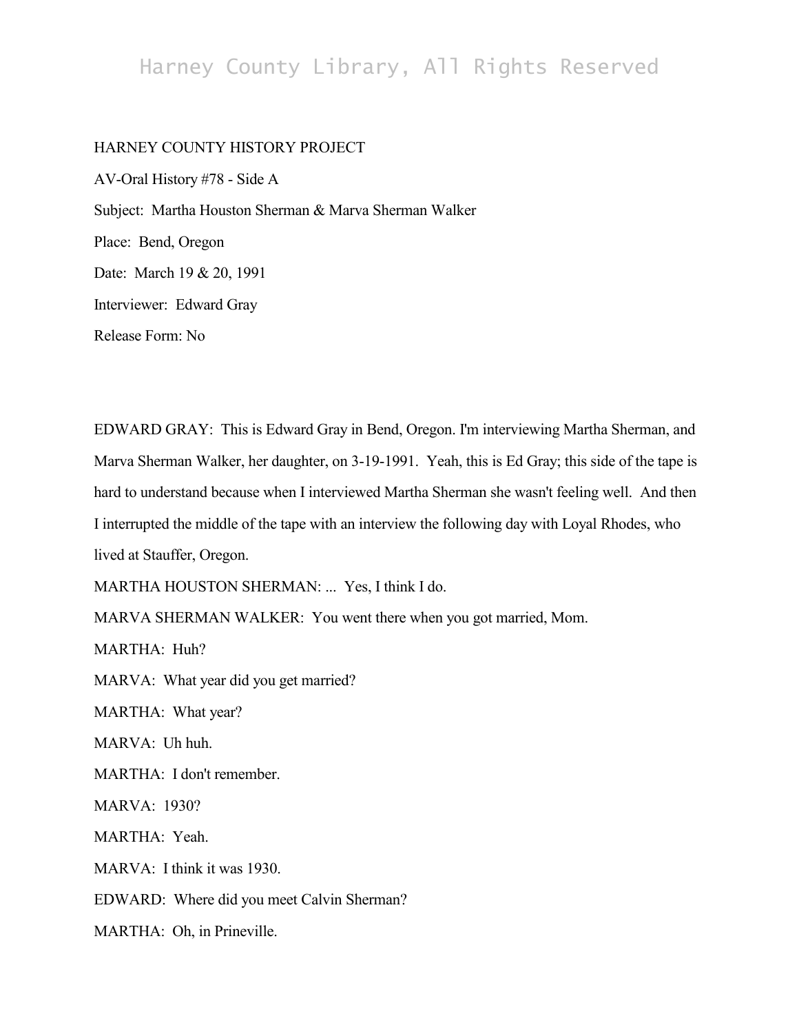HARNEY COUNTY HISTORY PROJECT

AV-Oral History #78 - Side A

Subject: Martha Houston Sherman & Marva Sherman Walker

Place: Bend, Oregon

Date: March 19 & 20, 1991

Interviewer: Edward Gray

Release Form: No

EDWARD GRAY: This is Edward Gray in Bend, Oregon. I'm interviewing Martha Sherman, and Marva Sherman Walker, her daughter, on 3-19-1991. Yeah, this is Ed Gray; this side of the tape is hard to understand because when I interviewed Martha Sherman she wasn't feeling well. And then I interrupted the middle of the tape with an interview the following day with Loyal Rhodes, who lived at Stauffer, Oregon.

MARTHA HOUSTON SHERMAN: ... Yes, I think I do.

MARVA SHERMAN WALKER: You went there when you got married, Mom.

MARTHA: Huh?

MARVA: What year did you get married?

MARTHA: What year?

MARVA: Uh huh.

MARTHA: I don't remember.

MARVA: 1930?

MARTHA: Yeah.

MARVA: I think it was 1930.

EDWARD: Where did you meet Calvin Sherman?

MARTHA: Oh, in Prineville.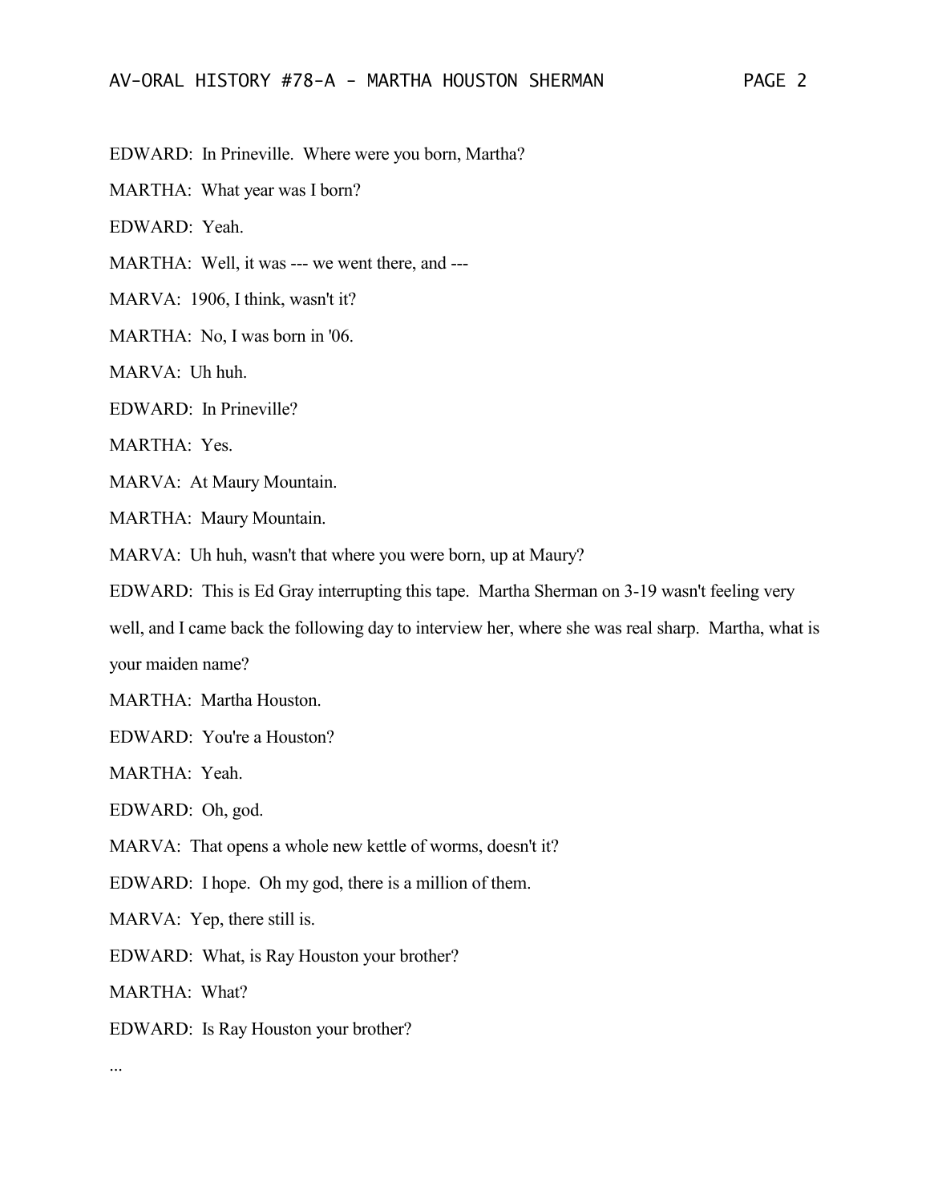EDWARD: In Prineville. Where were you born, Martha?

MARTHA: What year was I born?

EDWARD: Yeah.

MARTHA: Well, it was --- we went there, and ---

MARVA: 1906, I think, wasn't it?

MARTHA: No, I was born in '06.

MARVA: Uh huh.

EDWARD: In Prineville?

MARTHA: Yes.

MARVA: At Maury Mountain.

MARTHA: Maury Mountain.

MARVA: Uh huh, wasn't that where you were born, up at Maury?

EDWARD: This is Ed Gray interrupting this tape. Martha Sherman on 3-19 wasn't feeling very well, and I came back the following day to interview her, where she was real sharp. Martha, what is your maiden name?

MARTHA: Martha Houston.

EDWARD: You're a Houston?

MARTHA: Yeah.

EDWARD: Oh, god.

MARVA: That opens a whole new kettle of worms, doesn't it?

EDWARD: I hope. Oh my god, there is a million of them.

MARVA: Yep, there still is.

EDWARD: What, is Ray Houston your brother?

MARTHA: What?

EDWARD: Is Ray Houston your brother?

...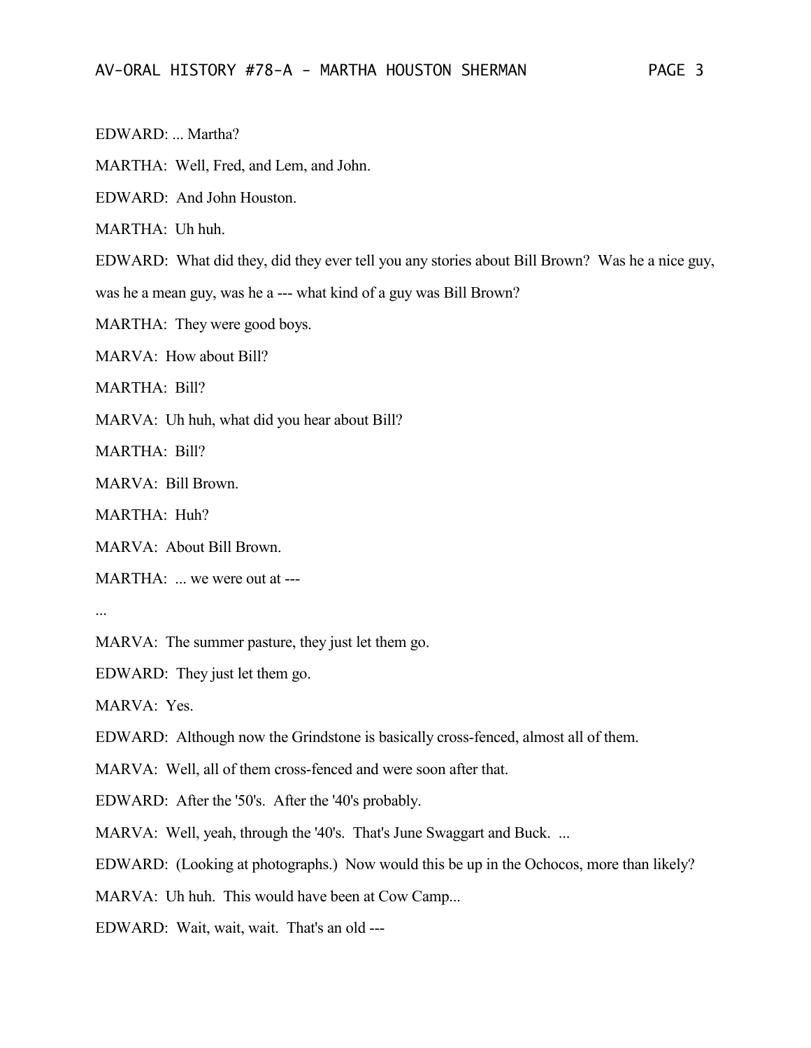EDWARD: ... Martha?

MARTHA: Well, Fred, and Lem, and John.

EDWARD: And John Houston.

MARTHA: Uh huh.

EDWARD: What did they, did they ever tell you any stories about Bill Brown? Was he a nice guy, was he a mean guy, was he a --- what kind of a guy was Bill Brown?

MARTHA: They were good boys.

MARVA: How about Bill?

MARTHA: Bill?

MARVA: Uh huh, what did you hear about Bill?

MARTHA: Bill?

MARVA: Bill Brown.

MARTHA: Huh?

MARVA: About Bill Brown.

MARTHA: ... we were out at ---

...

MARVA: The summer pasture, they just let them go.

EDWARD: They just let them go.

MARVA: Yes.

EDWARD: Although now the Grindstone is basically cross-fenced, almost all of them.

MARVA: Well, all of them cross-fenced and were soon after that.

EDWARD: After the '50's. After the '40's probably.

MARVA: Well, yeah, through the '40's. That's June Swaggart and Buck. ...

EDWARD: (Looking at photographs.) Now would this be up in the Ochocos, more than likely?

MARVA: Uh huh. This would have been at Cow Camp...

EDWARD: Wait, wait, wait. That's an old ---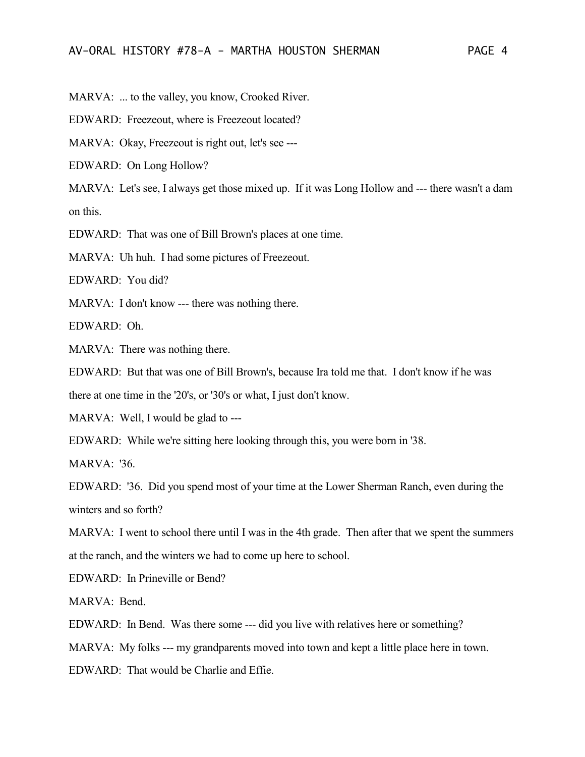MARVA: ... to the valley, you know, Crooked River.

EDWARD: Freezeout, where is Freezeout located?

MARVA: Okay, Freezeout is right out, let's see ---

EDWARD: On Long Hollow?

MARVA: Let's see, I always get those mixed up. If it was Long Hollow and --- there wasn't a dam on this.

EDWARD: That was one of Bill Brown's places at one time.

MARVA: Uh huh. I had some pictures of Freezeout.

EDWARD: You did?

MARVA: I don't know --- there was nothing there.

EDWARD: Oh.

MARVA: There was nothing there.

EDWARD: But that was one of Bill Brown's, because Ira told me that. I don't know if he was there at one time in the '20's, or '30's or what, I just don't know.

MARVA: Well, I would be glad to ---

EDWARD: While we're sitting here looking through this, you were born in '38.

MARVA: '36.

EDWARD: '36. Did you spend most of your time at the Lower Sherman Ranch, even during the winters and so forth?

MARVA: I went to school there until I was in the 4th grade. Then after that we spent the summers at the ranch, and the winters we had to come up here to school.

EDWARD: In Prineville or Bend?

MARVA: Bend.

EDWARD: In Bend. Was there some --- did you live with relatives here or something?

MARVA: My folks --- my grandparents moved into town and kept a little place here in town.

EDWARD: That would be Charlie and Effie.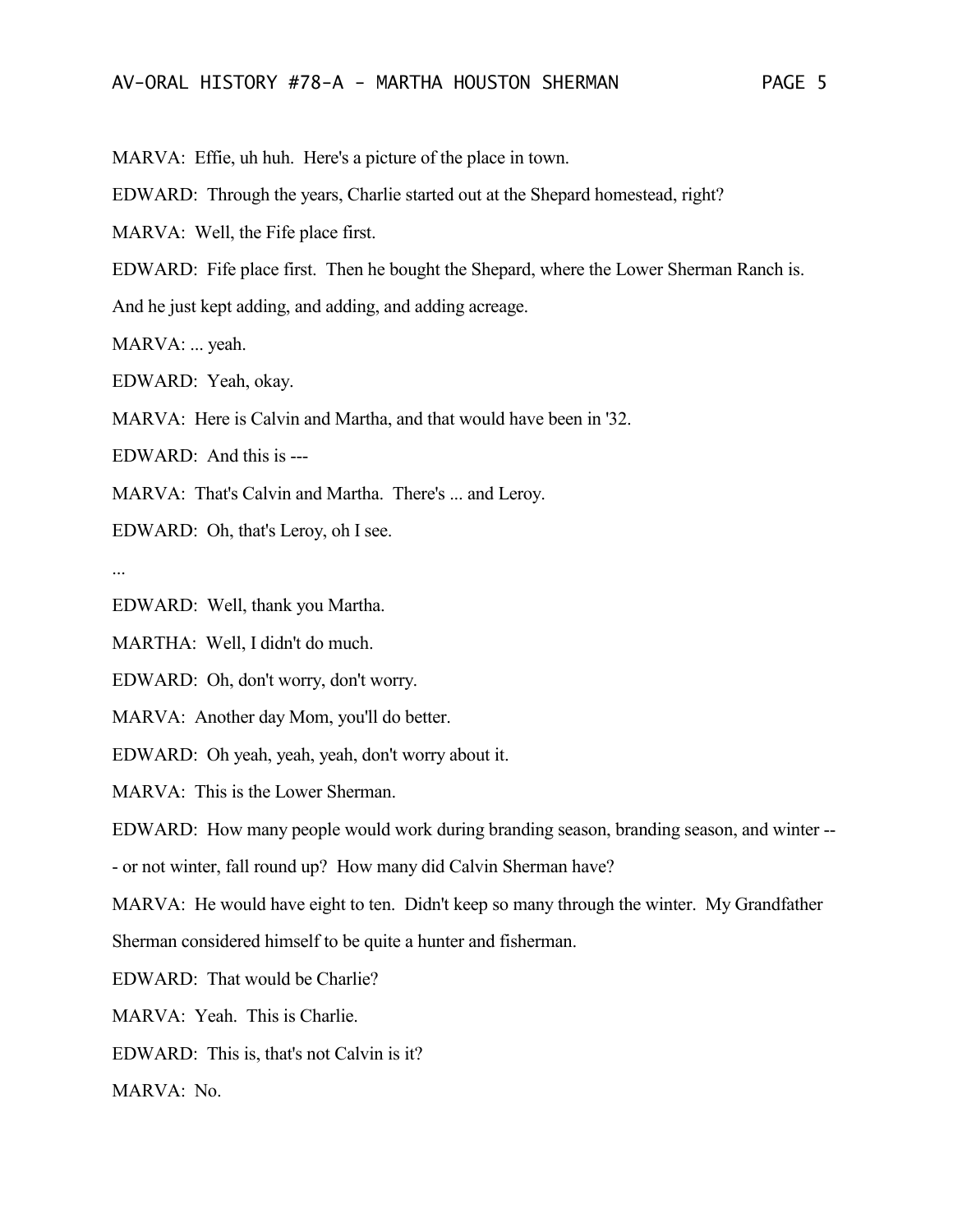MARVA: Effie, uh huh. Here's a picture of the place in town.

EDWARD: Through the years, Charlie started out at the Shepard homestead, right?

MARVA: Well, the Fife place first.

EDWARD: Fife place first. Then he bought the Shepard, where the Lower Sherman Ranch is. And he just kept adding, and adding, and adding acreage.

MARVA: ... yeah.

EDWARD: Yeah, okay.

MARVA: Here is Calvin and Martha, and that would have been in '32.

EDWARD: And this is ---

MARVA: That's Calvin and Martha. There's ... and Leroy.

EDWARD: Oh, that's Leroy, oh I see.

...

EDWARD: Well, thank you Martha.

MARTHA: Well, I didn't do much.

EDWARD: Oh, don't worry, don't worry.

MARVA: Another day Mom, you'll do better.

EDWARD: Oh yeah, yeah, yeah, don't worry about it.

MARVA: This is the Lower Sherman.

EDWARD: How many people would work during branding season, branding season, and winter --- or not winter, fall round up? How many did Calvin Sherman have?

MARVA: He would have eight to ten. Didn't keep so many through the winter. My Grandfather Sherman considered himself to be quite a hunter and fisherman.

EDWARD: That would be Charlie?

MARVA: Yeah. This is Charlie.

EDWARD: This is, that's not Calvin is it?

MARVA: No.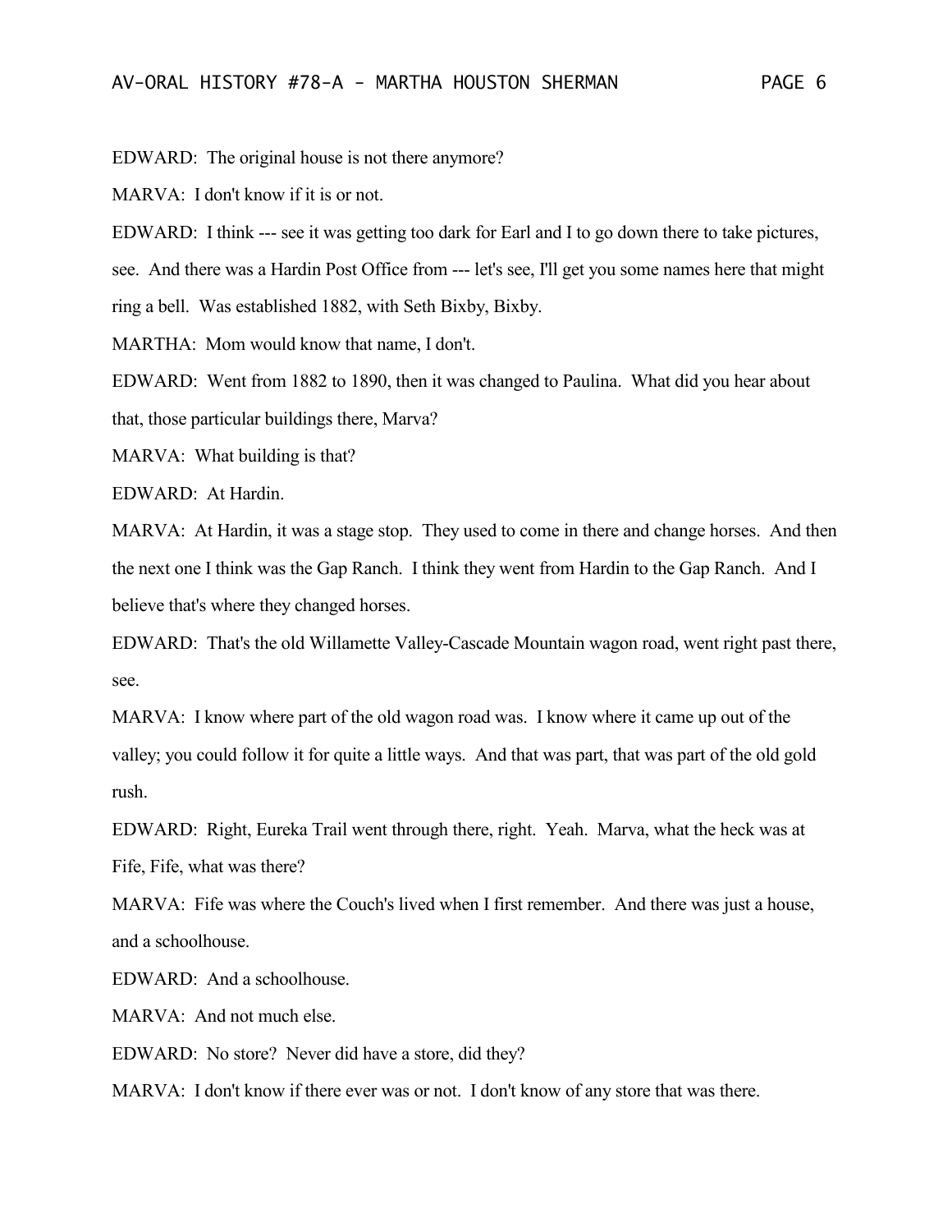EDWARD: The original house is not there anymore?

MARVA: I don't know if it is or not.

EDWARD: I think --- see it was getting too dark for Earl and I to go down there to take pictures, see. And there was a Hardin Post Office from --- let's see, I'll get you some names here that might ring a bell. Was established 1882, with Seth Bixby, Bixby.

MARTHA: Mom would know that name, I don't.

EDWARD: Went from 1882 to 1890, then it was changed to Paulina. What did you hear about that, those particular buildings there, Marva?

MARVA: What building is that?

EDWARD: At Hardin.

MARVA: At Hardin, it was a stage stop. They used to come in there and change horses. And then the next one I think was the Gap Ranch. I think they went from Hardin to the Gap Ranch. And I believe that's where they changed horses.

EDWARD: That's the old Willamette Valley-Cascade Mountain wagon road, went right past there, see.

MARVA: I know where part of the old wagon road was. I know where it came up out of the valley; you could follow it for quite a little ways. And that was part, that was part of the old gold rush.

EDWARD: Right, Eureka Trail went through there, right. Yeah. Marva, what the heck was at Fife, Fife, what was there?

MARVA: Fife was where the Couch's lived when I first remember. And there was just a house, and a schoolhouse.

EDWARD: And a schoolhouse.

MARVA: And not much else.

EDWARD: No store? Never did have a store, did they?

MARVA: I don't know if there ever was or not. I don't know of any store that was there.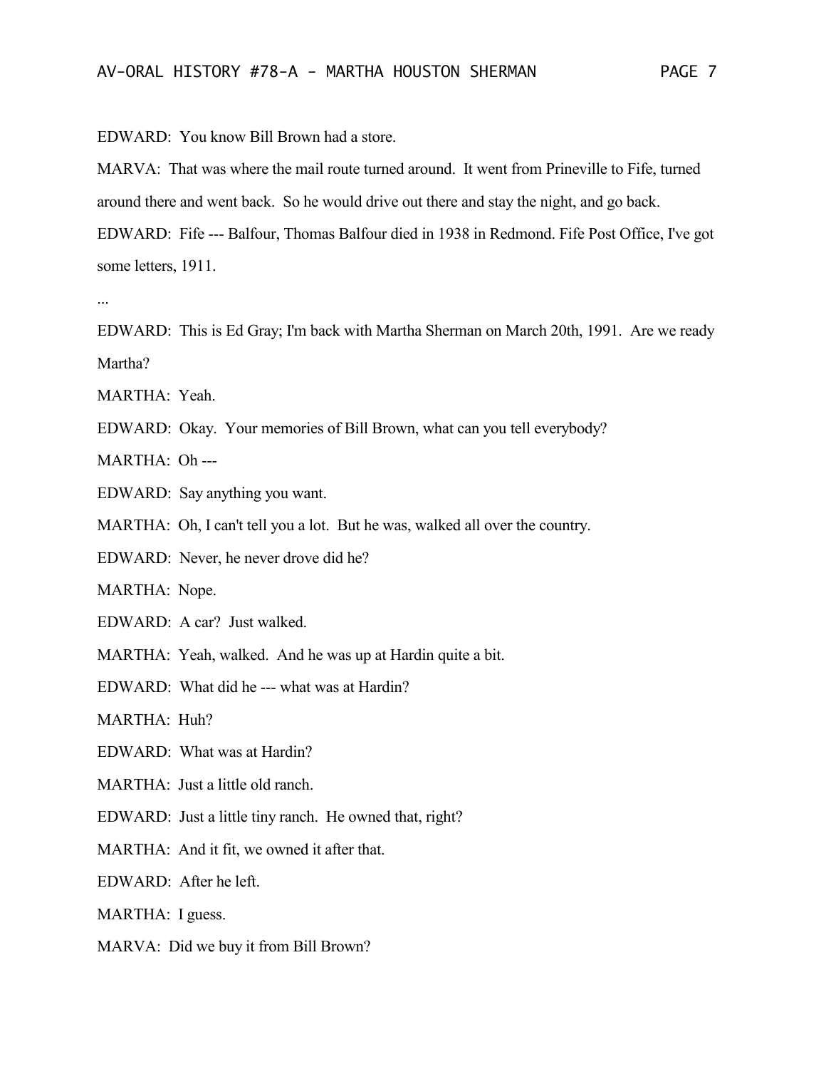EDWARD: You know Bill Brown had a store.

MARVA: That was where the mail route turned around. It went from Prineville to Fife, turned around there and went back. So he would drive out there and stay the night, and go back.

EDWARD: Fife --- Balfour, Thomas Balfour died in 1938 in Redmond. Fife Post Office, I've got some letters, 1911.

...

EDWARD: This is Ed Gray; I'm back with Martha Sherman on March 20th, 1991. Are we ready Martha?

MARTHA: Yeah.

EDWARD: Okay. Your memories of Bill Brown, what can you tell everybody?

MARTHA: Oh ---

EDWARD: Say anything you want.

MARTHA: Oh, I can't tell you a lot. But he was, walked all over the country.

EDWARD: Never, he never drove did he?

MARTHA: Nope.

EDWARD: A car? Just walked.

MARTHA: Yeah, walked. And he was up at Hardin quite a bit.

EDWARD: What did he --- what was at Hardin?

MARTHA: Huh?

EDWARD: What was at Hardin?

MARTHA: Just a little old ranch.

EDWARD: Just a little tiny ranch. He owned that, right?

MARTHA: And it fit, we owned it after that.

EDWARD: After he left.

MARTHA: I guess.

MARVA: Did we buy it from Bill Brown?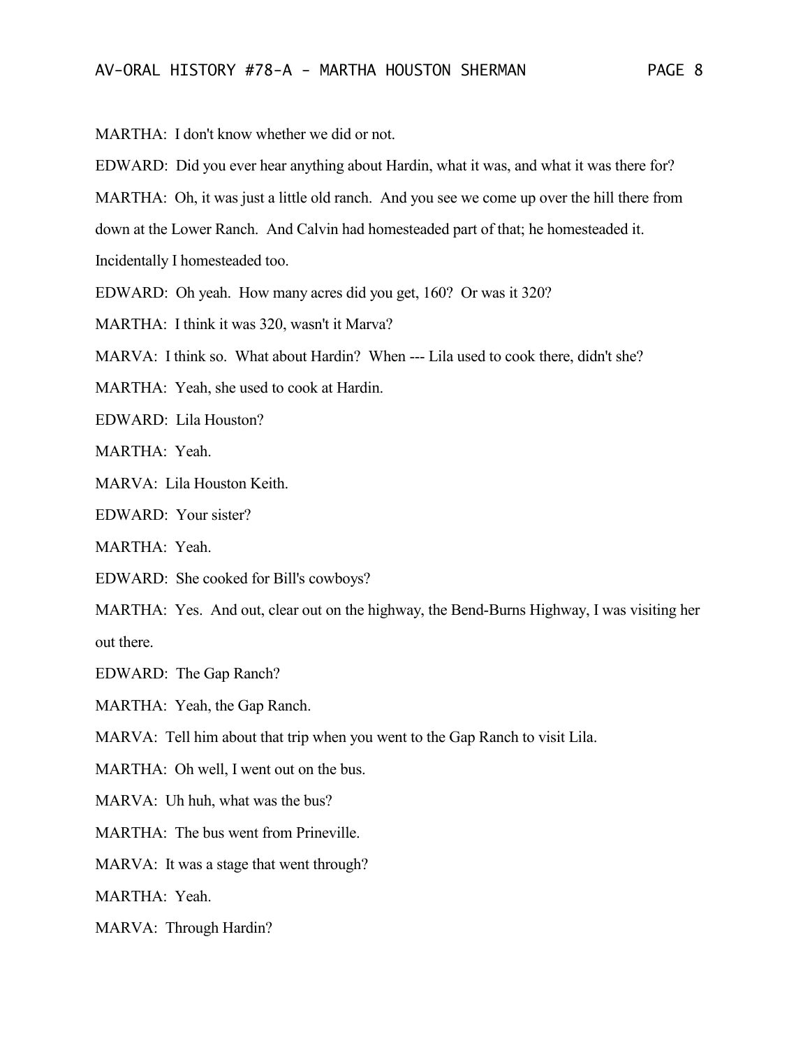MARTHA: I don't know whether we did or not.

EDWARD: Did you ever hear anything about Hardin, what it was, and what it was there for?

MARTHA: Oh, it was just a little old ranch. And you see we come up over the hill there from down at the Lower Ranch. And Calvin had homesteaded part of that; he homesteaded it. Incidentally I homesteaded too.

EDWARD: Oh yeah. How many acres did you get, 160? Or was it 320?

MARTHA: I think it was 320, wasn't it Marva?

MARVA: I think so. What about Hardin? When --- Lila used to cook there, didn't she?

MARTHA: Yeah, she used to cook at Hardin.

EDWARD: Lila Houston?

MARTHA: Yeah.

MARVA: Lila Houston Keith.

EDWARD: Your sister?

MARTHA: Yeah.

EDWARD: She cooked for Bill's cowboys?

MARTHA: Yes. And out, clear out on the highway, the Bend-Burns Highway, I was visiting her out there.

EDWARD: The Gap Ranch?

MARTHA: Yeah, the Gap Ranch.

MARVA: Tell him about that trip when you went to the Gap Ranch to visit Lila.

MARTHA: Oh well, I went out on the bus.

MARVA: Uh huh, what was the bus?

MARTHA: The bus went from Prineville.

MARVA: It was a stage that went through?

MARTHA: Yeah.

MARVA: Through Hardin?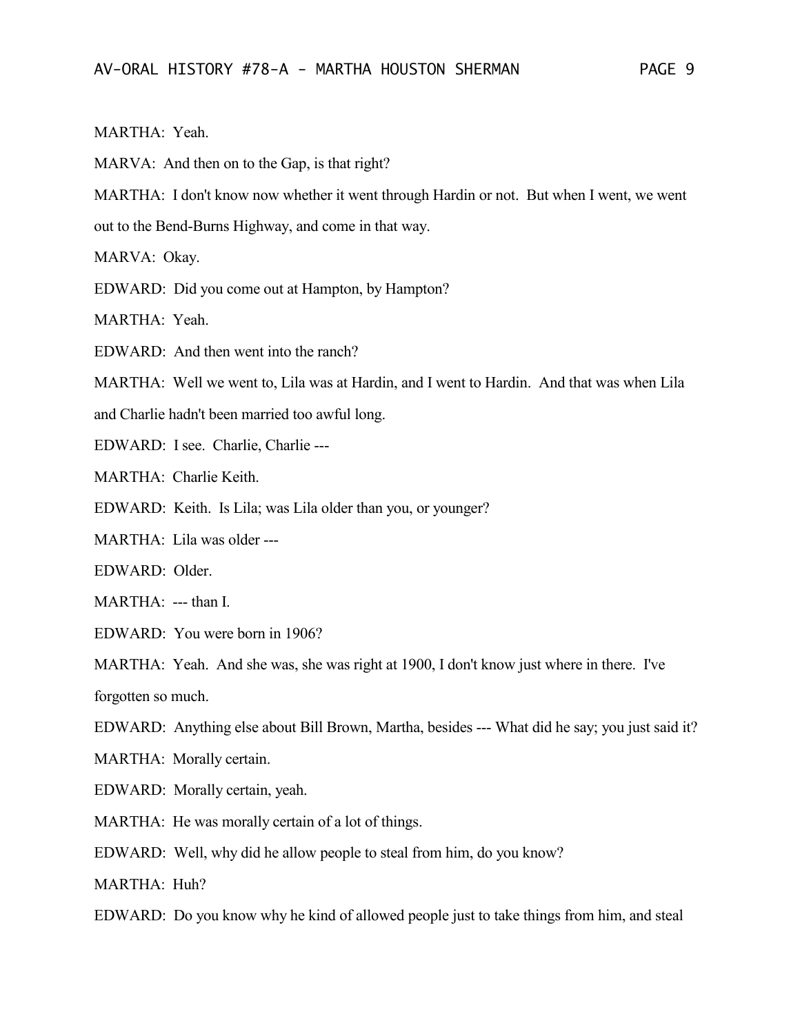MARTHA: Yeah.

MARVA: And then on to the Gap, is that right?

MARTHA: I don't know now whether it went through Hardin or not. But when I went, we went out to the Bend-Burns Highway, and come in that way.

MARVA: Okay.

EDWARD: Did you come out at Hampton, by Hampton?

MARTHA: Yeah.

EDWARD: And then went into the ranch?

MARTHA: Well we went to, Lila was at Hardin, and I went to Hardin. And that was when Lila and Charlie hadn't been married too awful long.

EDWARD: I see. Charlie, Charlie ---

MARTHA: Charlie Keith.

EDWARD: Keith. Is Lila; was Lila older than you, or younger?

MARTHA: Lila was older ---

EDWARD: Older.

MARTHA: --- than I.

EDWARD: You were born in 1906?

MARTHA: Yeah. And she was, she was right at 1900, I don't know just where in there. I've forgotten so much.

EDWARD: Anything else about Bill Brown, Martha, besides --- What did he say; you just said it?

MARTHA: Morally certain.

EDWARD: Morally certain, yeah.

MARTHA: He was morally certain of a lot of things.

EDWARD: Well, why did he allow people to steal from him, do you know?

MARTHA: Huh?

EDWARD: Do you know why he kind of allowed people just to take things from him, and steal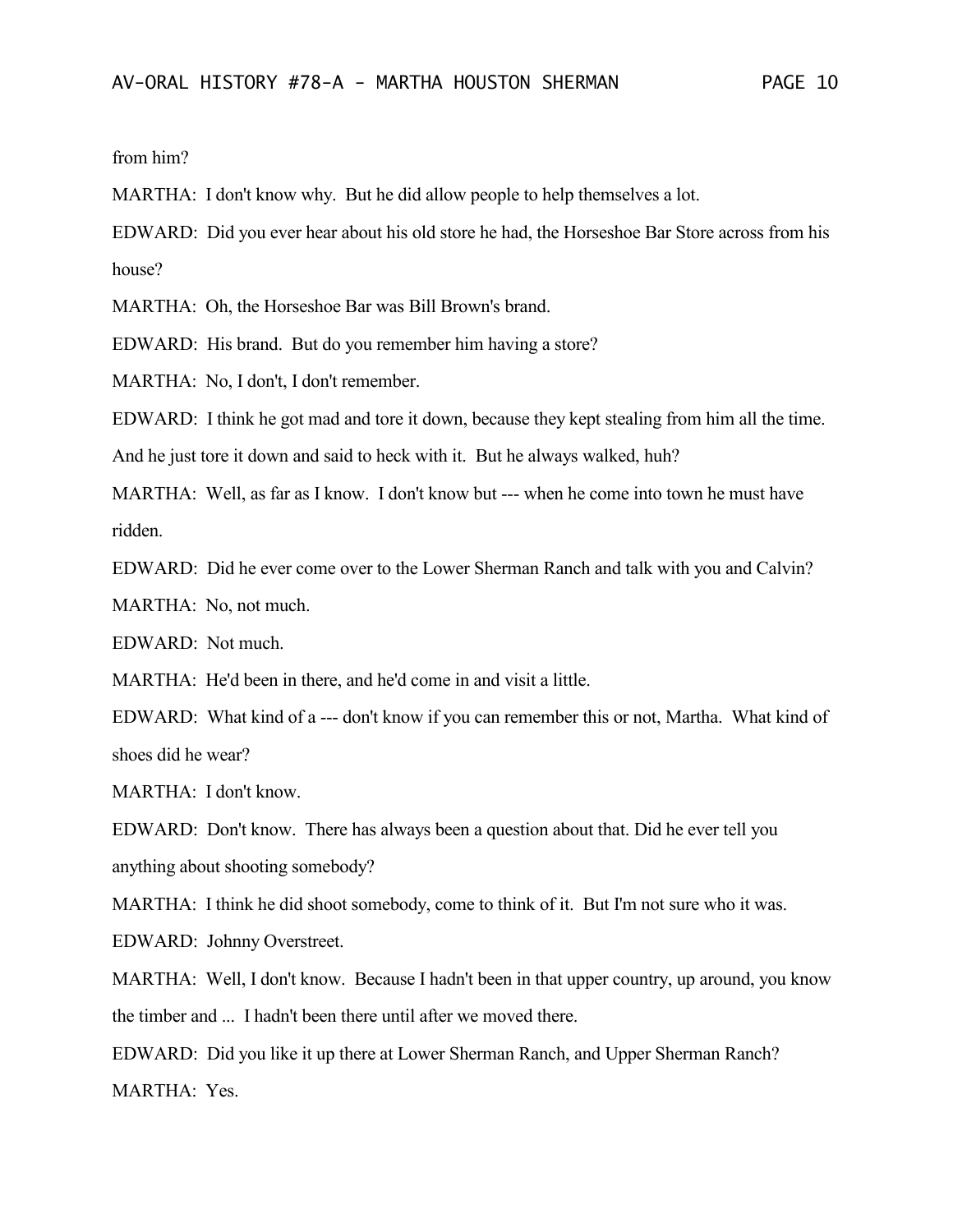from him?

MARTHA: I don't know why. But he did allow people to help themselves a lot.

EDWARD: Did you ever hear about his old store he had, the Horseshoe Bar Store across from his house?

MARTHA: Oh, the Horseshoe Bar was Bill Brown's brand.

EDWARD: His brand. But do you remember him having a store?

MARTHA: No, I don't, I don't remember.

EDWARD: I think he got mad and tore it down, because they kept stealing from him all the time. And he just tore it down and said to heck with it. But he always walked, huh?

MARTHA: Well, as far as I know. I don't know but --- when he come into town he must have ridden.

EDWARD: Did he ever come over to the Lower Sherman Ranch and talk with you and Calvin?

MARTHA: No, not much.

EDWARD: Not much.

MARTHA: He'd been in there, and he'd come in and visit a little.

EDWARD: What kind of a --- don't know if you can remember this or not, Martha. What kind of shoes did he wear?

MARTHA: I don't know.

EDWARD: Don't know. There has always been a question about that. Did he ever tell you anything about shooting somebody?

MARTHA: I think he did shoot somebody, come to think of it. But I'm not sure who it was.

EDWARD: Johnny Overstreet.

MARTHA: Well, I don't know. Because I hadn't been in that upper country, up around, you know the timber and ... I hadn't been there until after we moved there.

EDWARD: Did you like it up there at Lower Sherman Ranch, and Upper Sherman Ranch?

MARTHA: Yes.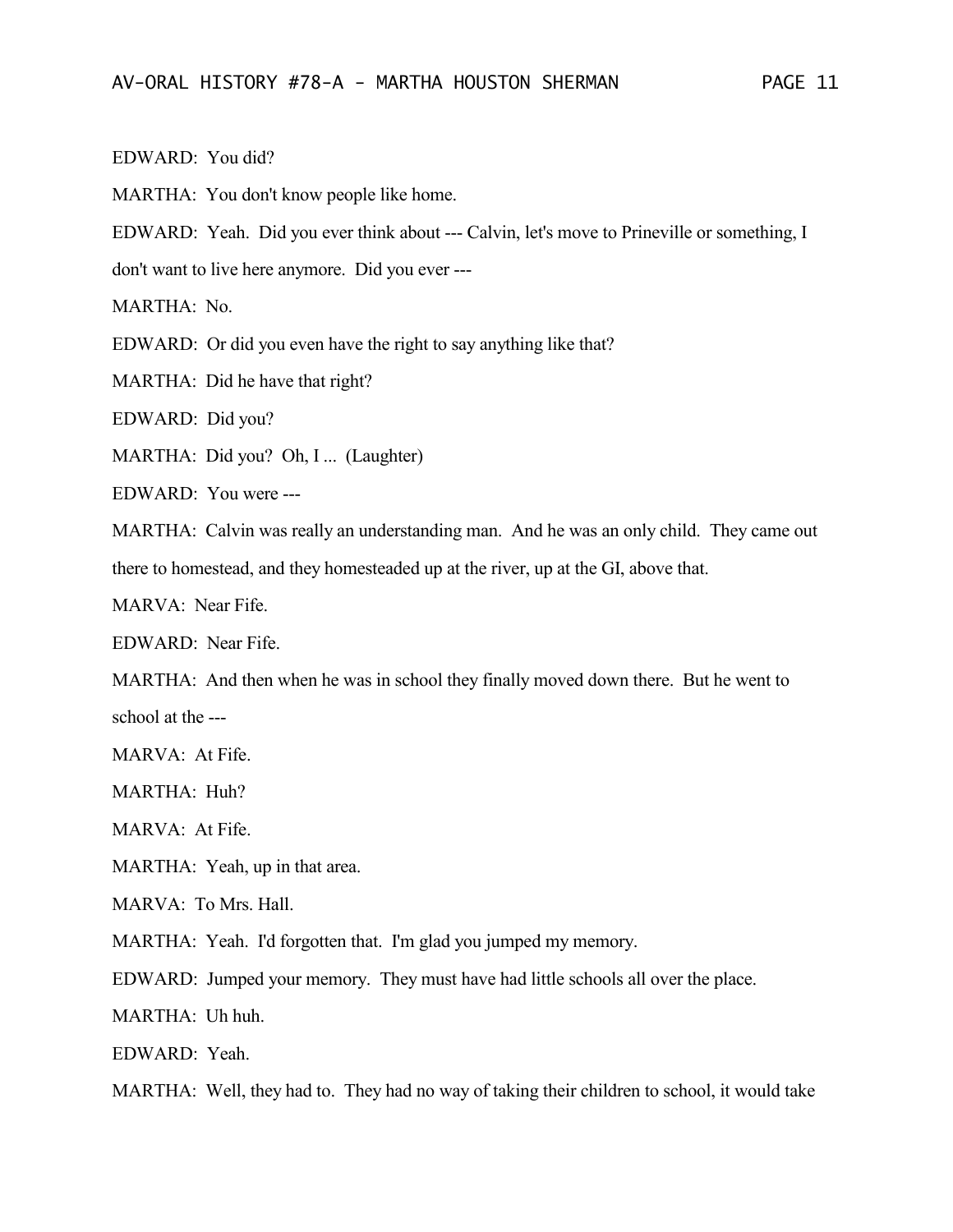EDWARD: You did?

MARTHA: You don't know people like home.

EDWARD: Yeah. Did you ever think about --- Calvin, let's move to Prineville or something, I don't want to live here anymore. Did you ever ---

MARTHA: No.

EDWARD: Or did you even have the right to say anything like that?

MARTHA: Did he have that right?

EDWARD: Did you?

MARTHA: Did you? Oh, I ... (Laughter)

EDWARD: You were ---

MARTHA: Calvin was really an understanding man. And he was an only child. They came out there to homestead, and they homesteaded up at the river, up at the GI, above that.

MARVA: Near Fife.

EDWARD: Near Fife.

MARTHA: And then when he was in school they finally moved down there. But he went to school at the ---

MARVA: At Fife.

MARTHA: Huh?

MARVA: At Fife.

MARTHA: Yeah, up in that area.

MARVA: To Mrs. Hall.

MARTHA: Yeah. I'd forgotten that. I'm glad you jumped my memory.

EDWARD: Jumped your memory. They must have had little schools all over the place.

MARTHA: Uh huh.

EDWARD: Yeah.

MARTHA: Well, they had to. They had no way of taking their children to school, it would take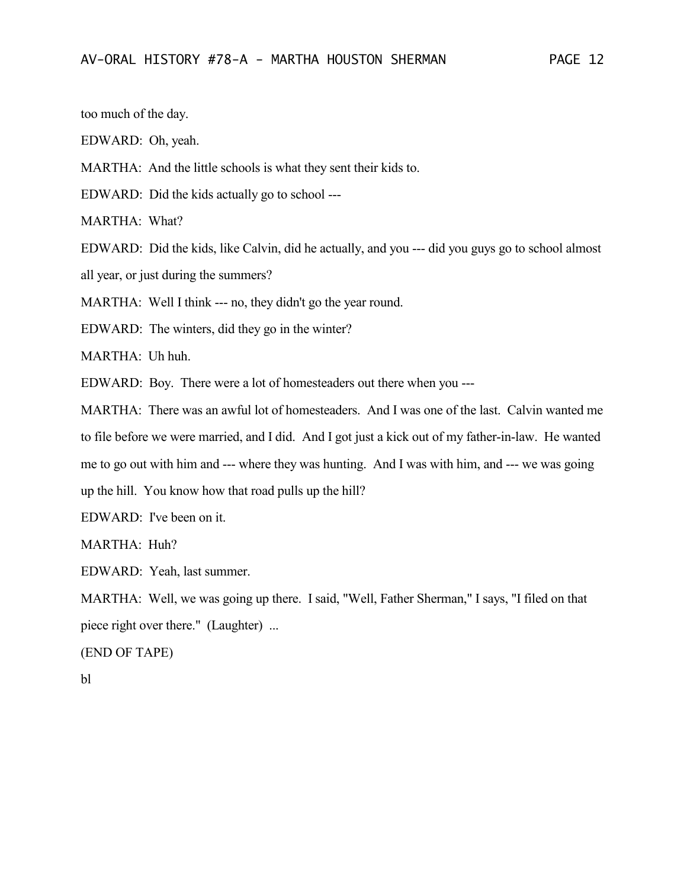too much of the day.

EDWARD: Oh, yeah.

MARTHA: And the little schools is what they sent their kids to.

EDWARD: Did the kids actually go to school ---

MARTHA: What?

EDWARD: Did the kids, like Calvin, did he actually, and you --- did you guys go to school almost all year, or just during the summers?

MARTHA: Well I think --- no, they didn't go the year round.

EDWARD: The winters, did they go in the winter?

MARTHA: Uh huh.

EDWARD: Boy. There were a lot of homesteaders out there when you ---

MARTHA: There was an awful lot of homesteaders. And I was one of the last. Calvin wanted me to file before we were married, and I did. And I got just a kick out of my father-in-law. He wanted me to go out with him and --- where they was hunting. And I was with him, and --- we was going up the hill. You know how that road pulls up the hill?

EDWARD: I've been on it.

MARTHA: Huh?

EDWARD: Yeah, last summer.

MARTHA: Well, we was going up there. I said, "Well, Father Sherman," I says, "I filed on that piece right over there." (Laughter) ...

(END OF TAPE)

bl